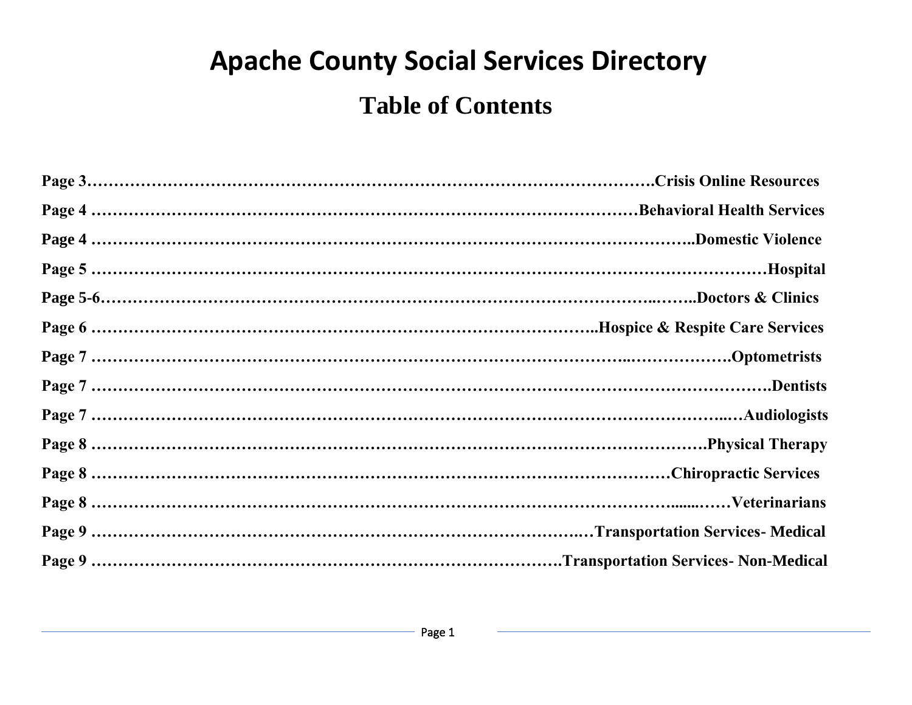# Apache County Social Services Directory

## Table of Contents

**Page 3……………………………………………………………………………………….Crisis Online Resources**

**Page 4 ………………………………………………………………………………………Behavioral Health Services**

**Page 4 ……………………………………………………………………………………………..Domestic Violence**

**Page 5 …………………………………………………………………………………………………………Hospital**

**Page 5-6……………………………………………………………………………………..……..Doctors & Clinics**

**Page 6 ………………………………………………………………………………..Hospice & Respite Care Services**

**Page 7 …………………………………………………………………………………..……………….Optometrists**

**Page 7 ……………………………………………………………………………………………………………Dentists**

**Page 7 ……………………………………………………………………………………………………..…Audiologists**

**Page 8 ……………………………………………………………………………………………………Physical Therapy**

**Page 8 …………………………………………………………………………………………Chiropractic Services**

**Page 8 ………………………………………………………………………………………….......……Veterinarians**

**Page 9 …………………………………………………………………………….…Transportation Services- Medical**

**Page 9 ……………………………………………………………………………….Transportation Services- Non-Medical**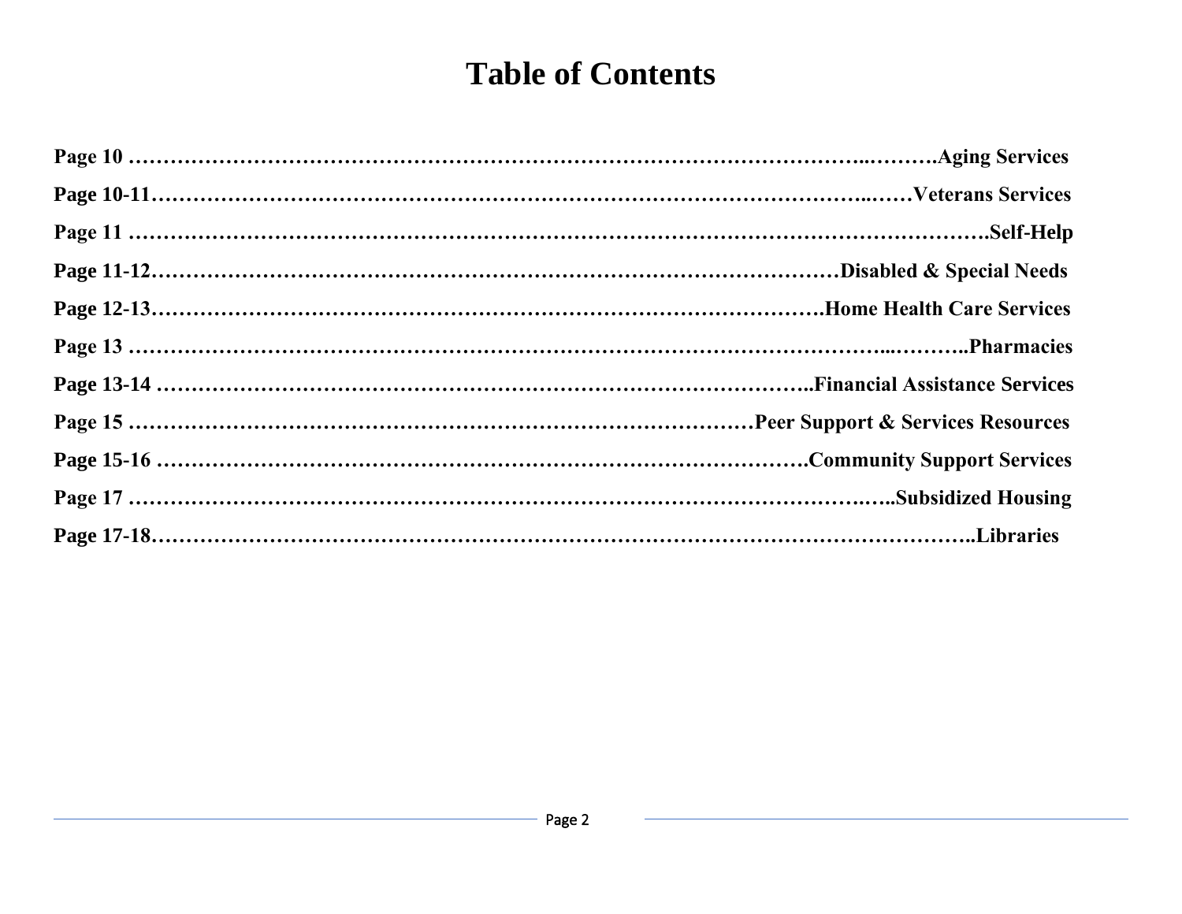# Table of Contents

**Page 10 ……………………………………………………………………………………...……….Aging Services**

**Page 10-11……………………………………………………………………………...……Veterans Services**

**Page 11 …………………………………………………………………………………………………….Self-Help**

**Page 11-12………………………………………………………………………………Disabled & Special Needs**

**Page 12-13…………………………………………………………………………….Home Health Care Services**

**Page 13 ……………………………………………………………………………………...………..Pharmacies**

**Page 13-14 ……………………………………………………………………………..Financial Assistance Services**

**Page 15 …………………………………………………………………………Peer Support & Services Resources**

**Page 15-16 …………………………………………………………………………….Community Support Services**

**Page 17 ……………………………………………………………………………………….…..Subsidized Housing**

**Page 17-18…………………………………………………………………………………………………..Libraries**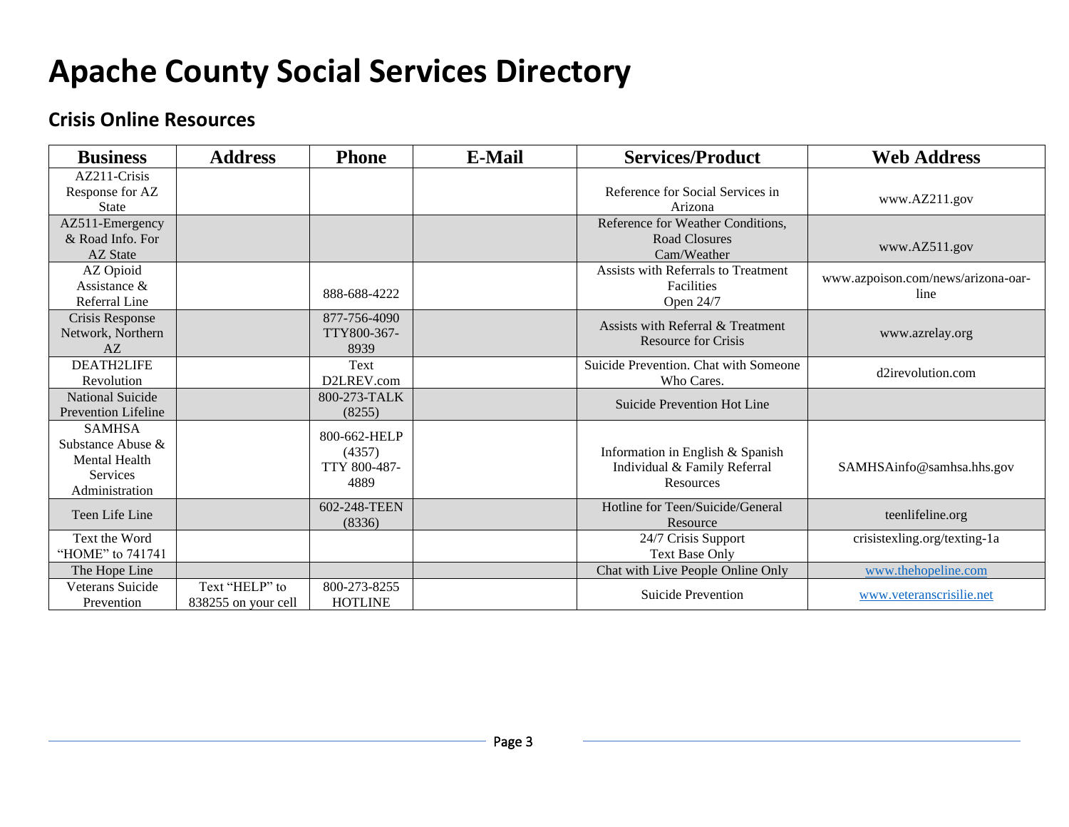# Apache County Social Services Directory

## Crisis Online Resources

| Business | Address | Phone | E-Mail | Services/Product | Web Address |
|---|---|---|---|---|---|
| AZ211-Crisis Response for AZ State | | | | Reference for Social Services in Arizona | www.AZ211.gov |
| AZ511-Emergency & Road Info. For AZ State | | | | Reference for Weather Conditions, Road Closures Cam/Weather | www.AZ511.gov |
| AZ Opioid Assistance & Referral Line | | 888-688-4222 | | Assists with Referrals to Treatment Facilities Open 24/7 | www.azpoison.com/news/arizona-oar-line |
| Crisis Response Network, Northern AZ | | 877-756-4090 TTY800-367-8939 | | Assists with Referral & Treatment Resource for Crisis | www.azrelay.org |
| DEATH2LIFE Revolution | | Text D2LREV.com | | Suicide Prevention. Chat with Someone Who Cares. | d2irevolution.com |
| National Suicide Prevention Lifeline | | 800-273-TALK (8255) | | Suicide Prevention Hot Line | |
| SAMHSA Substance Abuse & Mental Health Services Administration | | 800-662-HELP (4357) TTY 800-487-4889 | | Information in English & Spanish Individual & Family Referral Resources | SAMHSAinfo@samhsa.hhs.gov |
| Teen Life Line | | 602-248-TEEN (8336) | | Hotline for Teen/Suicide/General Resource | teenlifeline.org |
| Text the Word "HOME" to 741741 | | | | 24/7 Crisis Support Text Base Only | crisistexling.org/texting-1a |
| The Hope Line | | | | Chat with Live People Online Only | www.thehopeline.com |
| Veterans Suicide Prevention | Text "HELP" to 838255 on your cell | 800-273-8255 HOTLINE | | Suicide Prevention | www.veteranscrisilie.net |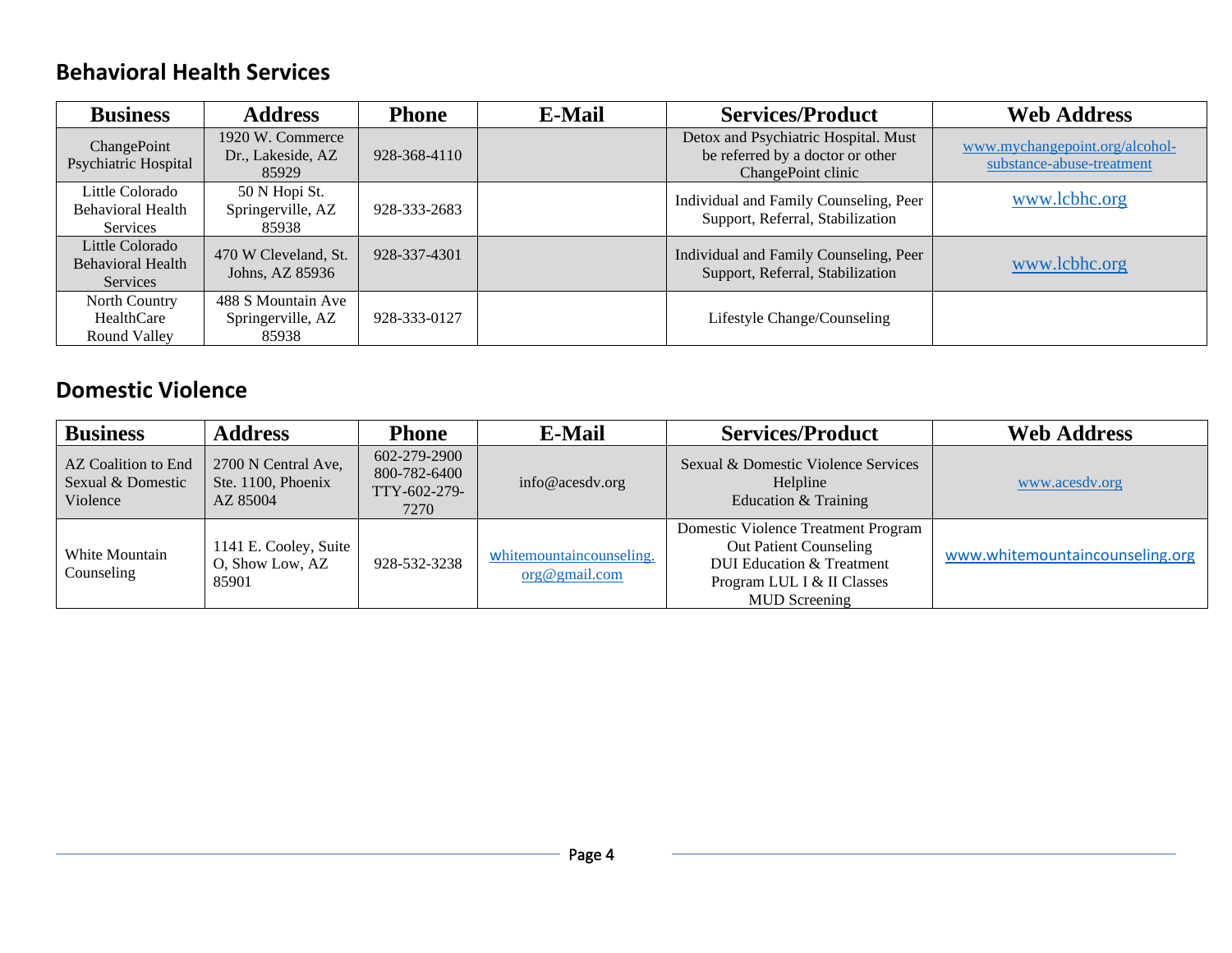## Behavioral Health Services

| Business | Address | Phone | E-Mail | Services/Product | Web Address |
|---|---|---|---|---|---|
| ChangePoint Psychiatric Hospital | 1920 W. Commerce Dr., Lakeside, AZ 85929 | 928-368-4110 | | Detox and Psychiatric Hospital. Must be referred by a doctor or other ChangePoint clinic | www.mychangepoint.org/alcohol-substance-abuse-treatment |
| Little Colorado Behavioral Health Services | 50 N Hopi St. Springerville, AZ 85938 | 928-333-2683 | | Individual and Family Counseling, Peer Support, Referral, Stabilization | www.lcbhc.org |
| Little Colorado Behavioral Health Services | 470 W Cleveland, St. Johns, AZ 85936 | 928-337-4301 | | Individual and Family Counseling, Peer Support, Referral, Stabilization | www.lcbhc.org |
| North Country HealthCare Round Valley | 488 S Mountain Ave Springerville, AZ 85938 | 928-333-0127 | | Lifestyle Change/Counseling | |

## Domestic Violence

| Business | Address | Phone | E-Mail | Services/Product | Web Address |
|---|---|---|---|---|---|
| AZ Coalition to End Sexual & Domestic Violence | 2700 N Central Ave, Ste. 1100, Phoenix AZ 85004 | 602-279-2900<br>800-782-6400<br>TTY-602-279-7270 | info@acesdv.org | Sexual & Domestic Violence Services<br>Helpline<br>Education & Training | www.acesdv.org |
| White Mountain Counseling | 1141 E. Cooley, Suite O, Show Low, AZ 85901 | 928-532-3238 | whitemountaincounseling.org@gmail.com | Domestic Violence Treatment Program<br>Out Patient Counseling<br>DUI Education & Treatment<br>Program LUL I & II Classes<br>MUD Screening | www.whitemountaincounseling.org |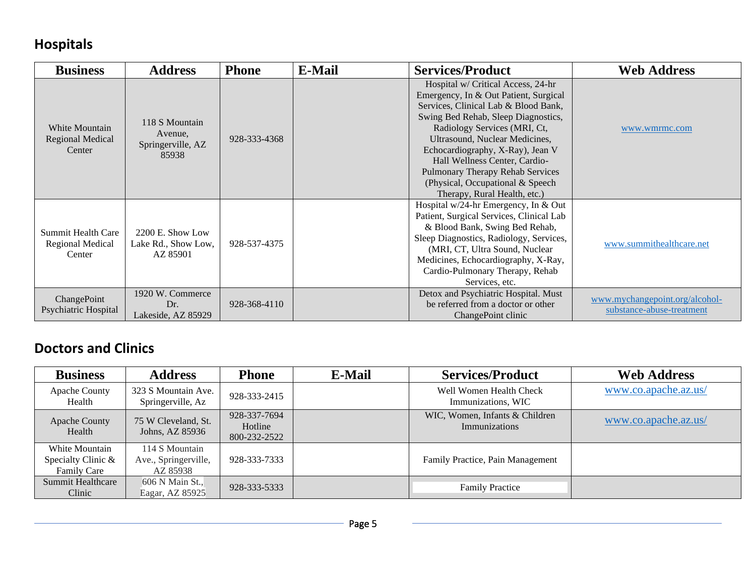## Hospitals

| Business | Address | Phone | E-Mail | Services/Product | Web Address |
|---|---|---|---|---|---|
| White Mountain Regional Medical Center | 118 S Mountain Avenue, Springerville, AZ 85938 | 928-333-4368 | | Hospital w/ Critical Access, 24-hr Emergency, In & Out Patient, Surgical Services, Clinical Lab & Blood Bank, Swing Bed Rehab, Sleep Diagnostics, Radiology Services (MRI, Ct, Ultrasound, Nuclear Medicines, Echocardiography, X-Ray), Jean V Hall Wellness Center, Cardio-Pulmonary Therapy Rehab Services (Physical, Occupational & Speech Therapy, Rural Health, etc.) | www.wmrmc.com |
| Summit Health Care Regional Medical Center | 2200 E. Show Low Lake Rd., Show Low, AZ 85901 | 928-537-4375 | | Hospital w/24-hr Emergency, In & Out Patient, Surgical Services, Clinical Lab & Blood Bank, Swing Bed Rehab, Sleep Diagnostics, Radiology, Services, (MRI, CT, Ultra Sound, Nuclear Medicines, Echocardiography, X-Ray, Cardio-Pulmonary Therapy, Rehab Services, etc. | www.summithealthcare.net |
| ChangePoint Psychiatric Hospital | 1920 W. Commerce Dr. Lakeside, AZ 85929 | 928-368-4110 | | Detox and Psychiatric Hospital. Must be referred from a doctor or other ChangePoint clinic | www.mychangepoint.org/alcohol-substance-abuse-treatment |

## Doctors and Clinics

| Business | Address | Phone | E-Mail | Services/Product | Web Address |
|---|---|---|---|---|---|
| Apache County Health | 323 S Mountain Ave. Springerville, Az | 928-333-2415 | | Well Women Health Check Immunizations, WIC | www.co.apache.az.us/ |
| Apache County Health | 75 W Cleveland, St. Johns, AZ 85936 | 928-337-7694 Hotline 800-232-2522 | | WIC, Women, Infants & Children Immunizations | www.co.apache.az.us/ |
| White Mountain Specialty Clinic & Family Care | 114 S Mountain Ave., Springerville, AZ 85938 | 928-333-7333 | | Family Practice, Pain Management | |
| Summit Healthcare Clinic | 606 N Main St., Eagar, AZ 85925 | 928-333-5333 | | Family Practice | |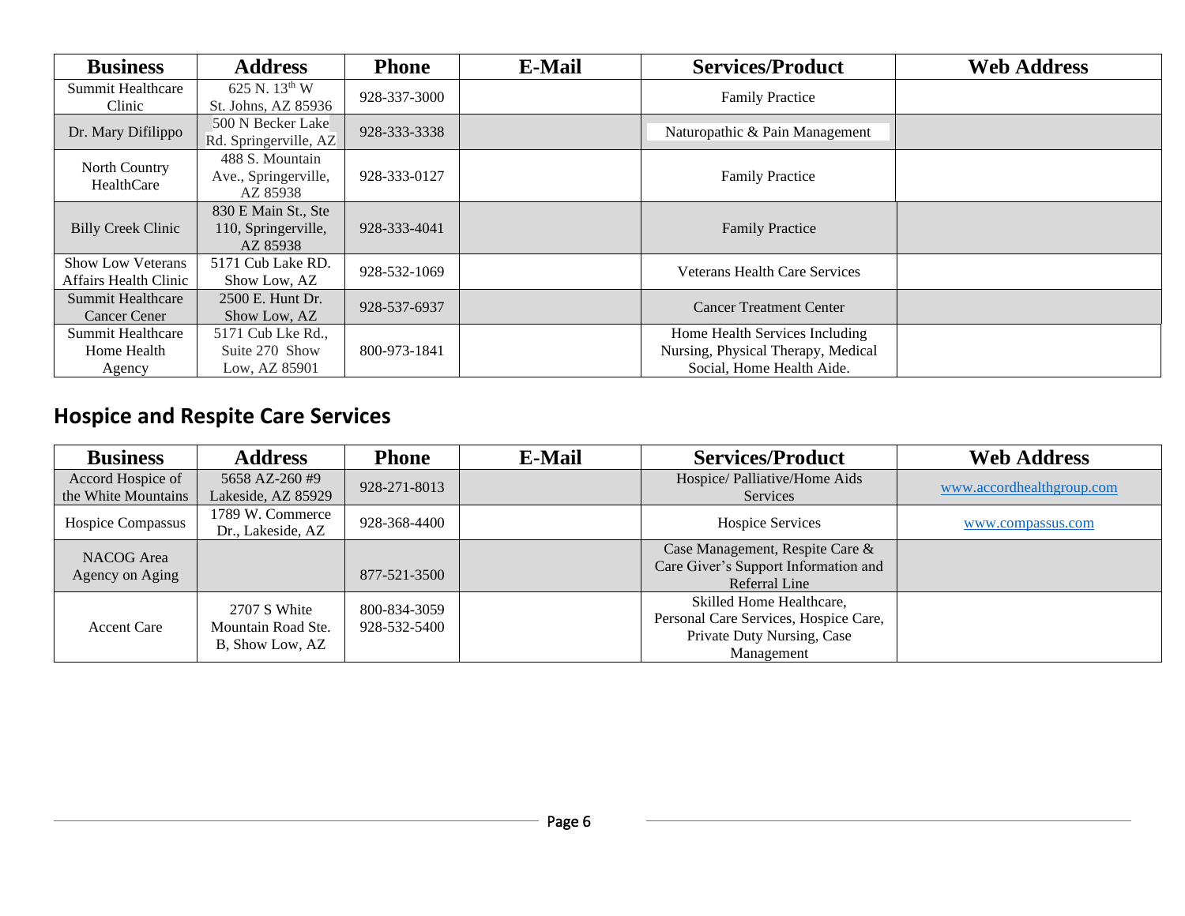| Business | Address | Phone | E-Mail | Services/Product | Web Address |
|---|---|---|---|---|---|
| Summit Healthcare Clinic | 625 N. 13th W St. Johns, AZ 85936 | 928-337-3000 | | Family Practice | |
| Dr. Mary Difilippo | 500 N Becker Lake Rd. Springerville, AZ | 928-333-3338 | | Naturopathic & Pain Management | |
| North Country HealthCare | 488 S. Mountain Ave., Springerville, AZ 85938 | 928-333-0127 | | Family Practice | |
| Billy Creek Clinic | 830 E Main St., Ste 110, Springerville, AZ 85938 | 928-333-4041 | | Family Practice | |
| Show Low Veterans Affairs Health Clinic | 5171 Cub Lake RD. Show Low, AZ | 928-532-1069 | | Veterans Health Care Services | |
| Summit Healthcare Cancer Cener | 2500 E. Hunt Dr. Show Low, AZ | 928-537-6937 | | Cancer Treatment Center | |
| Summit Healthcare Home Health Agency | 5171 Cub Lke Rd., Suite 270 Show Low, AZ 85901 | 800-973-1841 | | Home Health Services Including Nursing, Physical Therapy, Medical Social, Home Health Aide. | |

## Hospice and Respite Care Services

| Business | Address | Phone | E-Mail | Services/Product | Web Address |
|---|---|---|---|---|---|
| Accord Hospice of the White Mountains | 5658 AZ-260 #9 Lakeside, AZ 85929 | 928-271-8013 | | Hospice/ Palliative/Home Aids Services | www.accordhealthgroup.com |
| Hospice Compassus | 1789 W. Commerce Dr., Lakeside, AZ | 928-368-4400 | | Hospice Services | www.compassus.com |
| NACOG Area Agency on Aging | | 877-521-3500 | | Case Management, Respite Care & Care Giver's Support Information and Referral Line | |
| Accent Care | 2707 S White Mountain Road Ste. B, Show Low, AZ | 800-834-3059 928-532-5400 | | Skilled Home Healthcare, Personal Care Services, Hospice Care, Private Duty Nursing, Case Management | |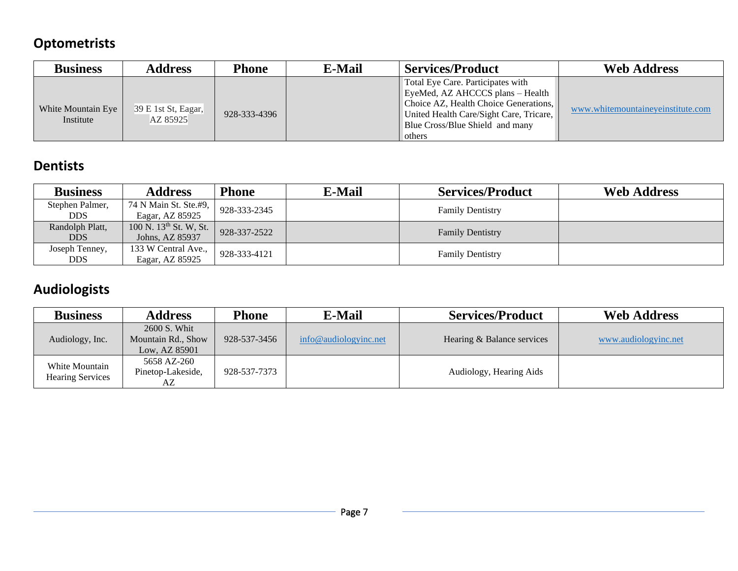## Optometrists

| Business | Address | Phone | E-Mail | Services/Product | Web Address |
|---|---|---|---|---|---|
| White Mountain Eye Institute | 39 E 1st St, Eagar, AZ 85925 | 928-333-4396 | | Total Eye Care. Participates with EyeMed, AZ AHCCCS plans – Health Choice AZ, Health Choice Generations, United Health Care/Sight Care, Tricare, Blue Cross/Blue Shield and many others | www.whitemountaineyeinstitute.com |

## Dentists

| Business | Address | Phone | E-Mail | Services/Product | Web Address |
|---|---|---|---|---|---|
| Stephen Palmer, DDS | 74 N Main St. Ste.#9, Eagar, AZ 85925 | 928-333-2345 | | Family Dentistry | |
| Randolph Platt, DDS | 100 N. 13th St. W, St. Johns, AZ 85937 | 928-337-2522 | | Family Dentistry | |
| Joseph Tenney, DDS | 133 W Central Ave., Eagar, AZ 85925 | 928-333-4121 | | Family Dentistry | |

## Audiologists

| Business | Address | Phone | E-Mail | Services/Product | Web Address |
|---|---|---|---|---|---|
| Audiology, Inc. | 2600 S. Whit Mountain Rd., Show Low, AZ 85901 | 928-537-3456 | info@audiologyinc.net | Hearing & Balance services | www.audiologyinc.net |
| White Mountain Hearing Services | 5658 AZ-260 Pinetop-Lakeside, AZ | 928-537-7373 | | Audiology, Hearing Aids | |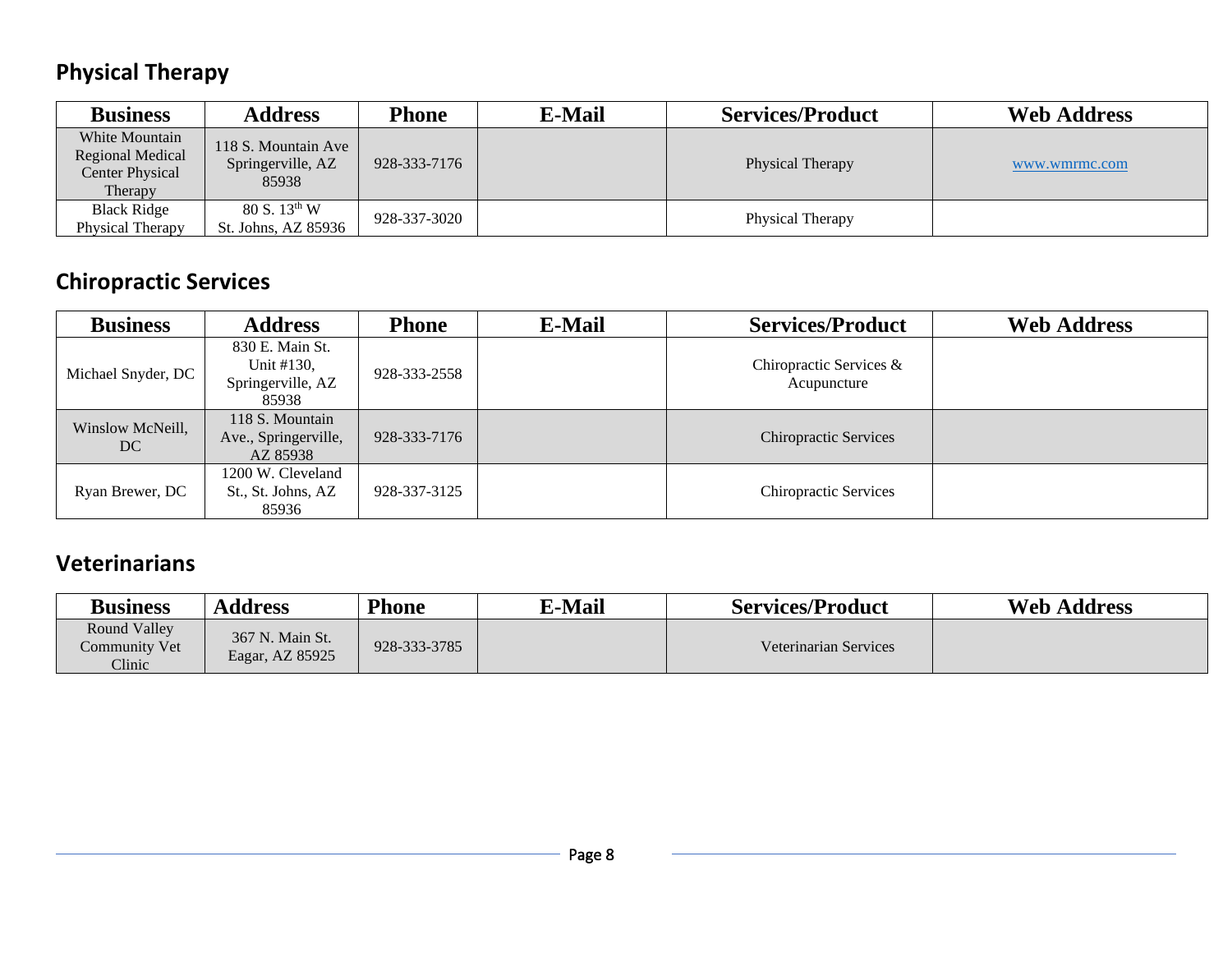## Physical Therapy

| Business | Address | Phone | E-Mail | Services/Product | Web Address |
| --- | --- | --- | --- | --- | --- |
| White Mountain Regional Medical Center Physical Therapy | 118 S. Mountain Ave Springerville, AZ 85938 | 928-333-7176 | | Physical Therapy | www.wmrmc.com |
| Black Ridge Physical Therapy | 80 S. 13th W St. Johns, AZ 85936 | 928-337-3020 | | Physical Therapy | |

## Chiropractic Services

| Business | Address | Phone | E-Mail | Services/Product | Web Address |
| --- | --- | --- | --- | --- | --- |
| Michael Snyder, DC | 830 E. Main St. Unit #130, Springerville, AZ 85938 | 928-333-2558 | | Chiropractic Services & Acupuncture | |
| Winslow McNeill, DC | 118 S. Mountain Ave., Springerville, AZ 85938 | 928-333-7176 | | Chiropractic Services | |
| Ryan Brewer, DC | 1200 W. Cleveland St., St. Johns, AZ 85936 | 928-337-3125 | | Chiropractic Services | |

## Veterinarians

| Business | Address | Phone | E-Mail | Services/Product | Web Address |
| --- | --- | --- | --- | --- | --- |
| Round Valley Community Vet Clinic | 367 N. Main St. Eagar, AZ 85925 | 928-333-3785 | | Veterinarian Services | |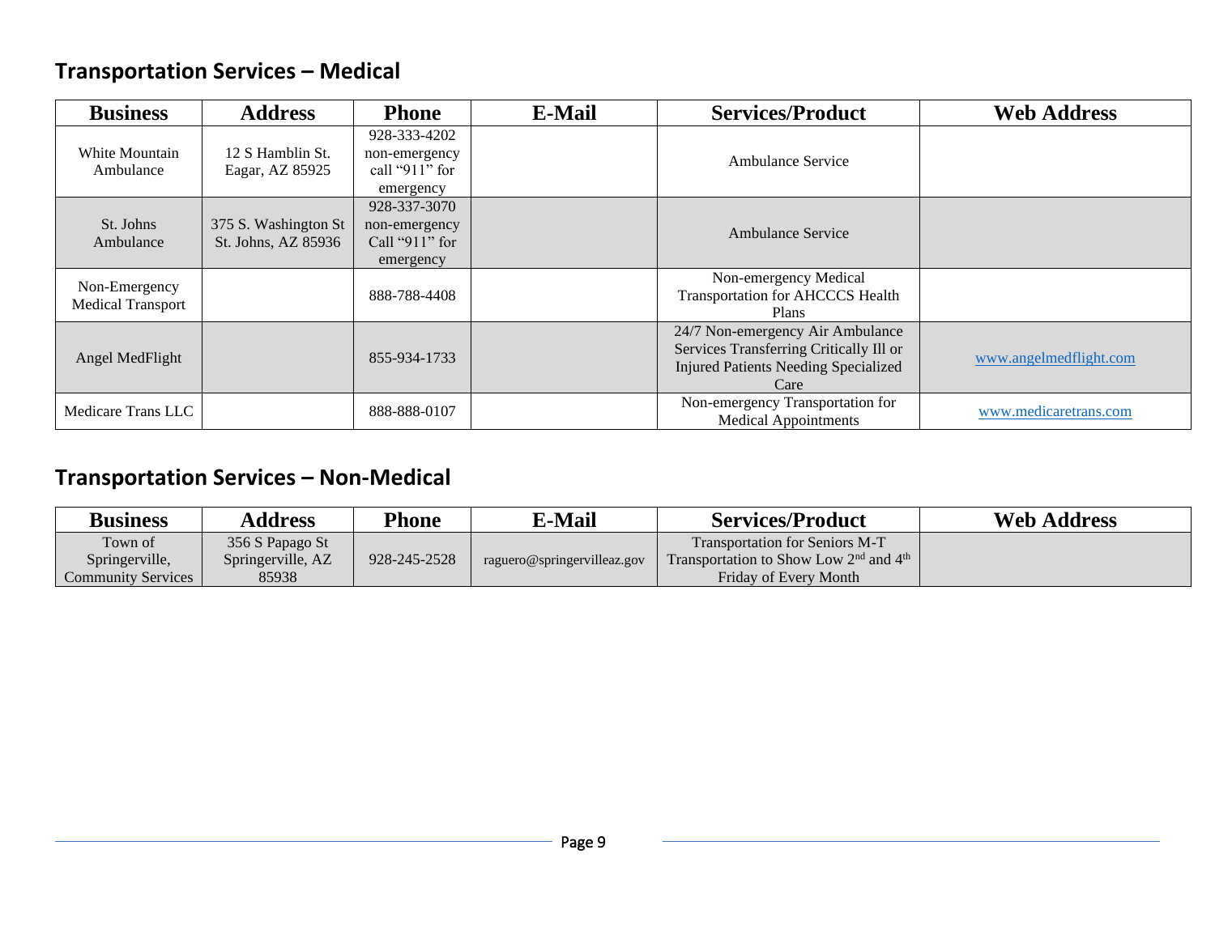## Transportation Services – Medical

| Business | Address | Phone | E-Mail | Services/Product | Web Address |
|---|---|---|---|---|---|
| White Mountain Ambulance | 12 S Hamblin St. Eagar, AZ 85925 | 928-333-4202 non-emergency call "911" for emergency | | Ambulance Service | |
| St. Johns Ambulance | 375 S. Washington St St. Johns, AZ 85936 | 928-337-3070 non-emergency Call "911" for emergency | | Ambulance Service | |
| Non-Emergency Medical Transport | | 888-788-4408 | | Non-emergency Medical Transportation for AHCCCS Health Plans | |
| Angel MedFlight | | 855-934-1733 | | 24/7 Non-emergency Air Ambulance Services Transferring Critically Ill or Injured Patients Needing Specialized Care | www.angelmedflight.com |
| Medicare Trans LLC | | 888-888-0107 | | Non-emergency Transportation for Medical Appointments | www.medicaretrans.com |

## Transportation Services – Non-Medical

| Business | Address | Phone | E-Mail | Services/Product | Web Address |
|---|---|---|---|---|---|
| Town of Springerville, Community Services | 356 S Papago St Springerville, AZ 85938 | 928-245-2528 | raguero@springervilleaz.gov | Transportation for Seniors M-T Transportation to Show Low 2nd and 4th Friday of Every Month | |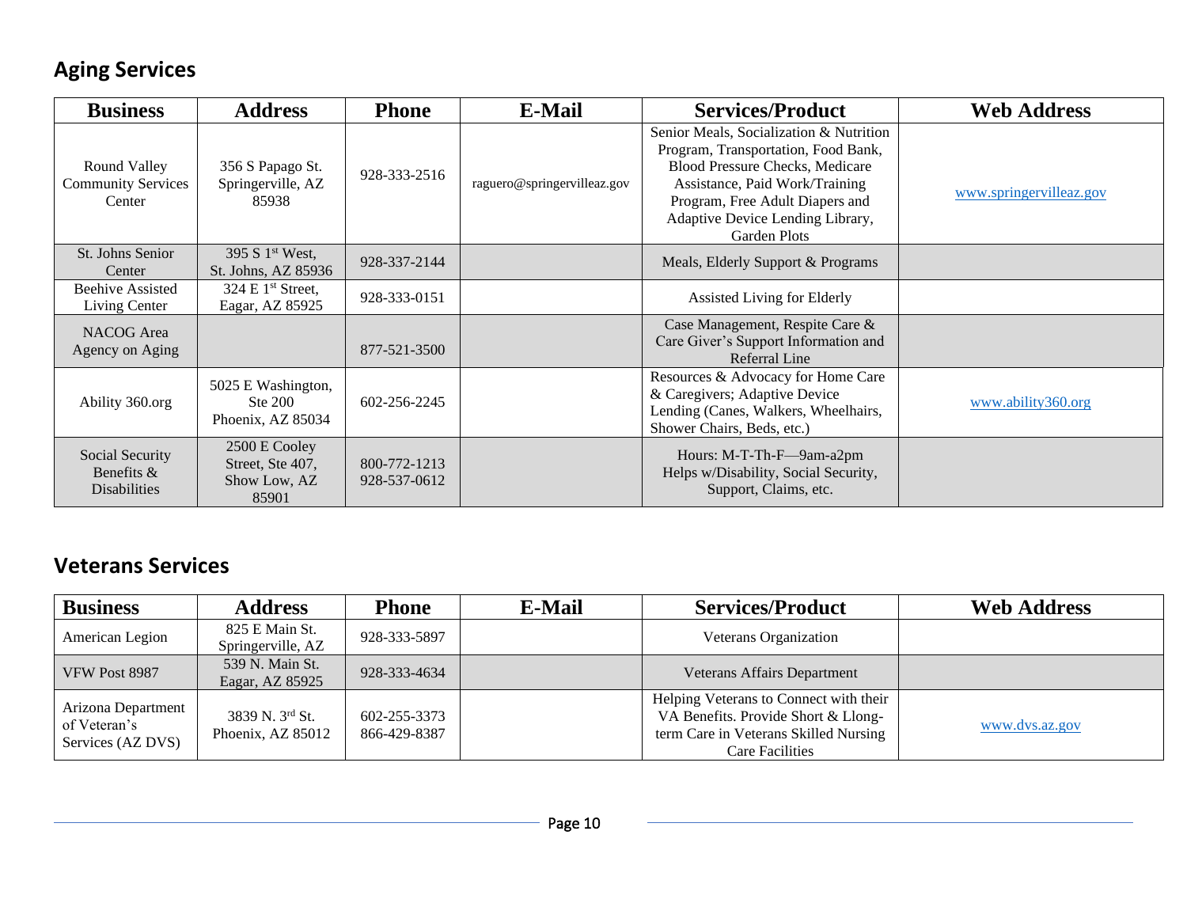## Aging Services

| Business | Address | Phone | E-Mail | Services/Product | Web Address |
|---|---|---|---|---|---|
| Round Valley Community Services Center | 356 S Papago St. Springerville, AZ 85938 | 928-333-2516 | raguero@springervilleaz.gov | Senior Meals, Socialization & Nutrition Program, Transportation, Food Bank, Blood Pressure Checks, Medicare Assistance, Paid Work/Training Program, Free Adult Diapers and Adaptive Device Lending Library, Garden Plots | www.springervilleaz.gov |
| St. Johns Senior Center | 395 S 1st West, St. Johns, AZ 85936 | 928-337-2144 | | Meals, Elderly Support & Programs | |
| Beehive Assisted Living Center | 324 E 1st Street, Eagar, AZ 85925 | 928-333-0151 | | Assisted Living for Elderly | |
| NACOG Area Agency on Aging | | 877-521-3500 | | Case Management, Respite Care & Care Giver's Support Information and Referral Line | |
| Ability 360.org | 5025 E Washington, Ste 200 Phoenix, AZ 85034 | 602-256-2245 | | Resources & Advocacy for Home Care & Caregivers; Adaptive Device Lending (Canes, Walkers, Wheelhairs, Shower Chairs, Beds, etc.) | www.ability360.org |
| Social Security Benefits & Disabilities | 2500 E Cooley Street, Ste 407, Show Low, AZ 85901 | 800-772-1213 928-537-0612 | | Hours: M-T-Th-F—9am-a2pm Helps w/Disability, Social Security, Support, Claims, etc. | |

## Veterans Services

| Business | Address | Phone | E-Mail | Services/Product | Web Address |
|---|---|---|---|---|---|
| American Legion | 825 E Main St. Springerville, AZ | 928-333-5897 | | Veterans Organization | |
| VFW Post 8987 | 539 N. Main St. Eagar, AZ 85925 | 928-333-4634 | | Veterans Affairs Department | |
| Arizona Department of Veteran's Services (AZ DVS) | 3839 N. 3rd St. Phoenix, AZ 85012 | 602-255-3373 866-429-8387 | | Helping Veterans to Connect with their VA Benefits. Provide Short & Llong-term Care in Veterans Skilled Nursing Care Facilities | www.dvs.az.gov |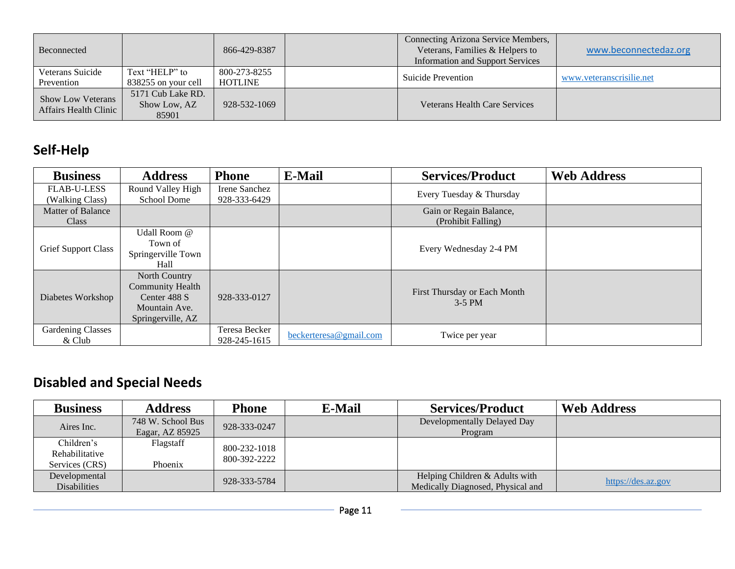| | | | | | |
|---|---|---|---|---|---|
| Beconnected | | 866-429-8387 | | Connecting Arizona Service Members, Veterans, Families & Helpers to Information and Support Services | www.beconnectedaz.org |
| Veterans Suicide Prevention | Text "HELP" to 838255 on your cell | 800-273-8255 HOTLINE | | Suicide Prevention | www.veteranscrisilie.net |
| Show Low Veterans Affairs Health Clinic | 5171 Cub Lake RD. Show Low, AZ 85901 | 928-532-1069 | | Veterans Health Care Services | |

## Self-Help

| Business | Address | Phone | E-Mail | Services/Product | Web Address |
|---|---|---|---|---|---|
| FLAB-U-LESS (Walking Class) | Round Valley High School Dome | Irene Sanchez 928-333-6429 | | Every Tuesday & Thursday | |
| Matter of Balance Class | | | | Gain or Regain Balance, (Prohibit Falling) | |
| Grief Support Class | Udall Room @ Town of Springerville Town Hall | | | Every Wednesday 2-4 PM | |
| Diabetes Workshop | North Country Community Health Center 488 S Mountain Ave. Springerville, AZ | 928-333-0127 | | First Thursday or Each Month 3-5 PM | |
| Gardening Classes & Club | | Teresa Becker 928-245-1615 | beckerteresa@gmail.com | Twice per year | |

## Disabled and Special Needs

| Business | Address | Phone | E-Mail | Services/Product | Web Address |
|---|---|---|---|---|---|
| Aires Inc. | 748 W. School Bus Eagar, AZ 85925 | 928-333-0247 | | Developmentally Delayed Day Program | |
| Children's Rehabilitative Services (CRS) | Flagstaff<br><br>Phoenix | 800-232-1018<br>800-392-2222 | | | |
| Developmental Disabilities | | 928-333-5784 | | Helping Children & Adults with Medically Diagnosed, Physical and | https://des.az.gov |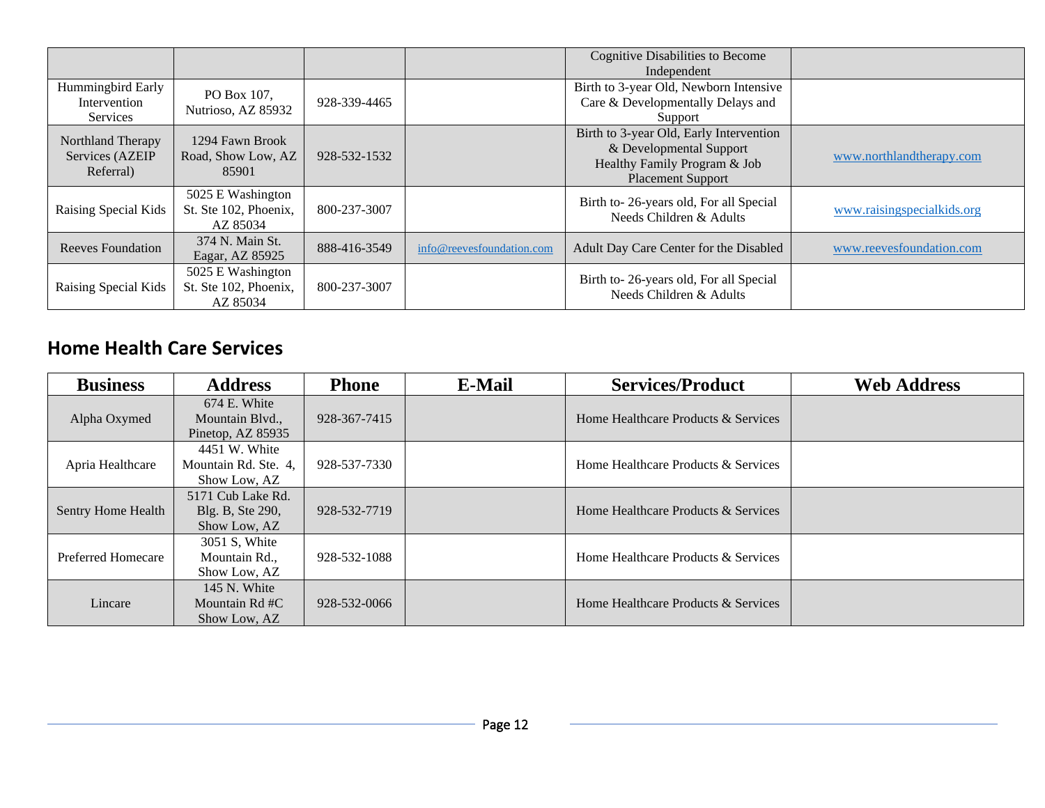| | | | | Cognitive Disabilities to Become Independent | |
|---|---|---|---|---|---|
| Hummingbird Early Intervention Services | PO Box 107, Nutrioso, AZ 85932 | 928-339-4465 | | Birth to 3-year Old, Newborn Intensive Care & Developmentally Delays and Support | |
| Northland Therapy Services (AZEIP Referral) | 1294 Fawn Brook Road, Show Low, AZ 85901 | 928-532-1532 | | Birth to 3-year Old, Early Intervention & Developmental Support Healthy Family Program & Job Placement Support | www.northlandtherapy.com |
| Raising Special Kids | 5025 E Washington St. Ste 102, Phoenix, AZ 85034 | 800-237-3007 | | Birth to- 26-years old, For all Special Needs Children & Adults | www.raisingspecialkids.org |
| Reeves Foundation | 374 N. Main St. Eagar, AZ 85925 | 888-416-3549 | info@reevesfoundation.com | Adult Day Care Center for the Disabled | www.reevesfoundation.com |
| Raising Special Kids | 5025 E Washington St. Ste 102, Phoenix, AZ 85034 | 800-237-3007 | | Birth to- 26-years old, For all Special Needs Children & Adults | |

## Home Health Care Services

| Business | Address | Phone | E-Mail | Services/Product | Web Address |
|---|---|---|---|---|---|
| Alpha Oxymed | 674 E. White Mountain Blvd., Pinetop, AZ 85935 | 928-367-7415 | | Home Healthcare Products & Services | |
| Apria Healthcare | 4451 W. White Mountain Rd. Ste. 4, Show Low, AZ | 928-537-7330 | | Home Healthcare Products & Services | |
| Sentry Home Health | 5171 Cub Lake Rd. Blg. B, Ste 290, Show Low, AZ | 928-532-7719 | | Home Healthcare Products & Services | |
| Preferred Homecare | 3051 S, White Mountain Rd., Show Low, AZ | 928-532-1088 | | Home Healthcare Products & Services | |
| Lincare | 145 N. White Mountain Rd #C Show Low, AZ | 928-532-0066 | | Home Healthcare Products & Services | |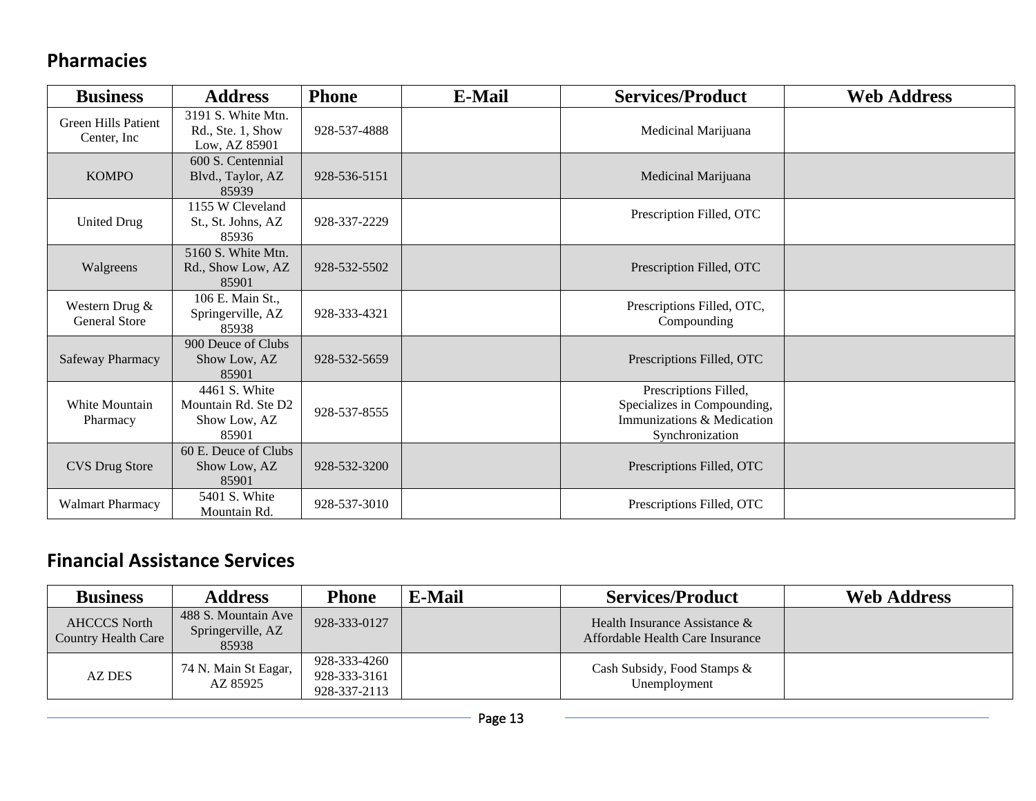## Pharmacies

| Business | Address | Phone | E-Mail | Services/Product | Web Address |
|---|---|---|---|---|---|
| Green Hills Patient Center, Inc | 3191 S. White Mtn. Rd., Ste. 1, Show Low, AZ 85901 | 928-537-4888 | | Medicinal Marijuana | |
| KOMPO | 600 S. Centennial Blvd., Taylor, AZ 85939 | 928-536-5151 | | Medicinal Marijuana | |
| United Drug | 1155 W Cleveland St., St. Johns, AZ 85936 | 928-337-2229 | | Prescription Filled, OTC | |
| Walgreens | 5160 S. White Mtn. Rd., Show Low, AZ 85901 | 928-532-5502 | | Prescription Filled, OTC | |
| Western Drug & General Store | 106 E. Main St., Springerville, AZ 85938 | 928-333-4321 | | Prescriptions Filled, OTC, Compounding | |
| Safeway Pharmacy | 900 Deuce of Clubs Show Low, AZ 85901 | 928-532-5659 | | Prescriptions Filled, OTC | |
| White Mountain Pharmacy | 4461 S. White Mountain Rd. Ste D2 Show Low, AZ 85901 | 928-537-8555 | | Prescriptions Filled, Specializes in Compounding, Immunizations & Medication Synchronization | |
| CVS Drug Store | 60 E. Deuce of Clubs Show Low, AZ 85901 | 928-532-3200 | | Prescriptions Filled, OTC | |
| Walmart Pharmacy | 5401 S. White Mountain Rd. | 928-537-3010 | | Prescriptions Filled, OTC | |

## Financial Assistance Services

| Business | Address | Phone | E-Mail | Services/Product | Web Address |
|---|---|---|---|---|---|
| AHCCCS North Country Health Care | 488 S. Mountain Ave Springerville, AZ 85938 | 928-333-0127 | | Health Insurance Assistance & Affordable Health Care Insurance | |
| AZ DES | 74 N. Main St Eagar, AZ 85925 | 928-333-4260<br>928-333-3161<br>928-337-2113 | | Cash Subsidy, Food Stamps & Unemployment | |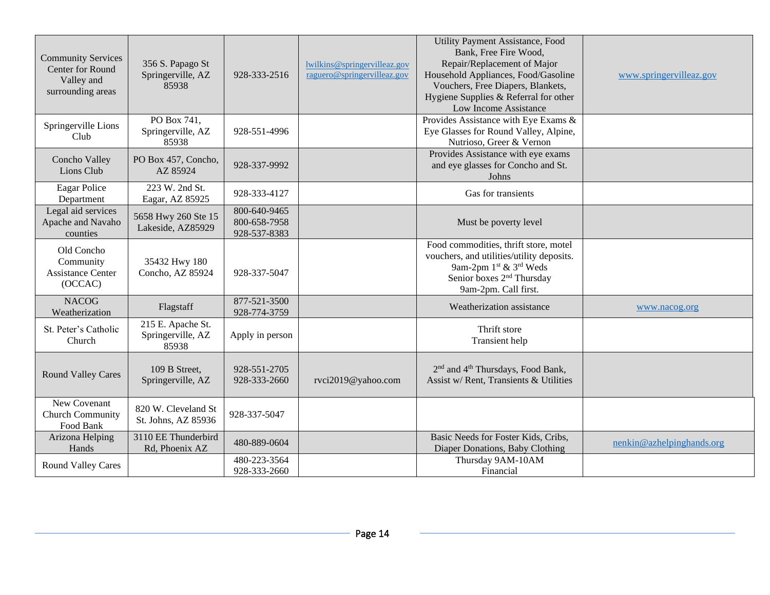| | | | | | |
|---|---|---|---|---|---|
| Community Services Center for Round Valley and surrounding areas | 356 S. Papago St Springerville, AZ 85938 | 928-333-2516 | lwilkins@springervilleaz.gov raguero@springervilleaz.gov | Utility Payment Assistance, Food Bank, Free Fire Wood, Repair/Replacement of Major Household Appliances, Food/Gasoline Vouchers, Free Diapers, Blankets, Hygiene Supplies & Referral for other Low Income Assistance | www.springervilleaz.gov |
| Springerville Lions Club | PO Box 741, Springerville, AZ 85938 | 928-551-4996 | | Provides Assistance with Eye Exams & Eye Glasses for Round Valley, Alpine, Nutrioso, Greer & Vernon | |
| Concho Valley Lions Club | PO Box 457, Concho, AZ 85924 | 928-337-9992 | | Provides Assistance with eye exams and eye glasses for Concho and St. Johns | |
| Eagar Police Department | 223 W. 2nd St. Eagar, AZ 85925 | 928-333-4127 | | Gas for transients | |
| Legal aid services Apache and Navaho counties | 5658 Hwy 260 Ste 15 Lakeside, AZ85929 | 800-640-9465 800-658-7958 928-537-8383 | | Must be poverty level | |
| Old Concho Community Assistance Center (OCCAC) | 35432 Hwy 180 Concho, AZ 85924 | 928-337-5047 | | Food commodities, thrift store, motel vouchers, and utilities/utility deposits. 9am-2pm 1st & 3rd Weds Senior boxes 2nd Thursday 9am-2pm. Call first. | |
| NACOG Weatherization | Flagstaff | 877-521-3500 928-774-3759 | | Weatherization assistance | www.nacog.org |
| St. Peter's Catholic Church | 215 E. Apache St. Springerville, AZ 85938 | Apply in person | | Thrift store Transient help | |
| Round Valley Cares | 109 B Street, Springerville, AZ | 928-551-2705 928-333-2660 | rvci2019@yahoo.com | 2nd and 4th Thursdays, Food Bank, Assist w/ Rent, Transients & Utilities | |
| New Covenant Church Community Food Bank | 820 W. Cleveland St St. Johns, AZ 85936 | 928-337-5047 | | | |
| Arizona Helping Hands | 3110 EE Thunderbird Rd, Phoenix AZ | 480-889-0604 | | Basic Needs for Foster Kids, Cribs, Diaper Donations, Baby Clothing | nenkin@azhelpinghands.org |
| Round Valley Cares | | 480-223-3564 928-333-2660 | | Thursday 9AM-10AM Financial | |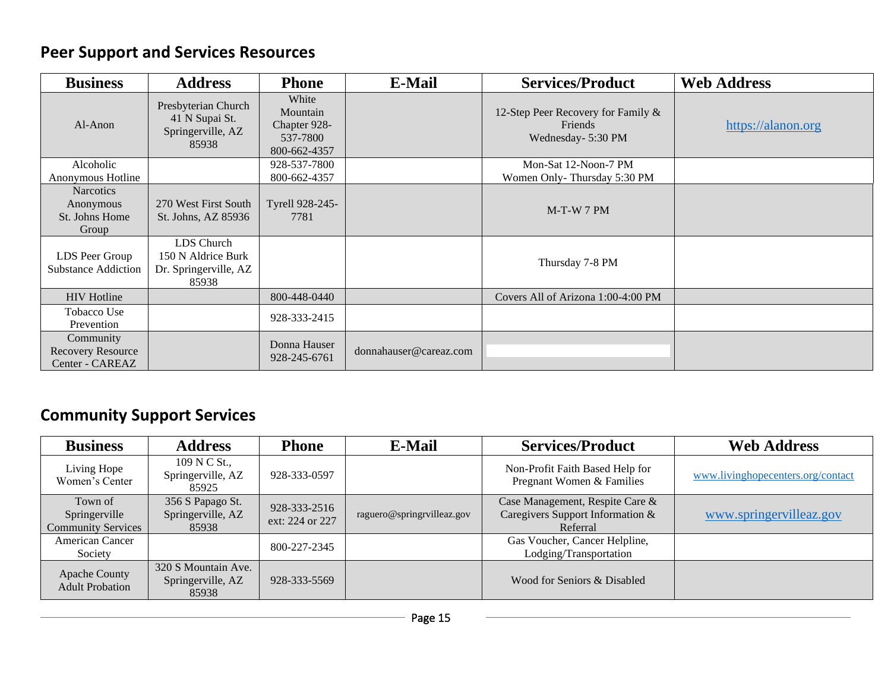## Peer Support and Services Resources

| Business | Address | Phone | E-Mail | Services/Product | Web Address |
|---|---|---|---|---|---|
| Al-Anon | Presbyterian Church 41 N Supai St. Springerville, AZ 85938 | White Mountain Chapter 928-537-7800 800-662-4357 | | 12-Step Peer Recovery for Family & Friends Wednesday- 5:30 PM | https://alanon.org |
| Alcoholic Anonymous Hotline | | 928-537-7800 800-662-4357 | | Mon-Sat 12-Noon-7 PM Women Only- Thursday 5:30 PM | |
| Narcotics Anonymous St. Johns Home Group | 270 West First South St. Johns, AZ 85936 | Tyrell 928-245-7781 | | M-T-W 7 PM | |
| LDS Peer Group Substance Addiction | LDS Church 150 N Aldrice Burk Dr. Springerville, AZ 85938 | | | Thursday 7-8 PM | |
| HIV Hotline | | 800-448-0440 | | Covers All of Arizona 1:00-4:00 PM | |
| Tobacco Use Prevention | | 928-333-2415 | | | |
| Community Recovery Resource Center - CAREAZ | | Donna Hauser 928-245-6761 | donnahauser@careaz.com | | |

## Community Support Services

| Business | Address | Phone | E-Mail | Services/Product | Web Address |
|---|---|---|---|---|---|
| Living Hope Women's Center | 109 N C St., Springerville, AZ 85925 | 928-333-0597 | | Non-Profit Faith Based Help for Pregnant Women & Families | www.livinghopecenters.org/contact |
| Town of Springerville Community Services | 356 S Papago St. Springerville, AZ 85938 | 928-333-2516 ext: 224 or 227 | raguero@springrvilleaz.gov | Case Management, Respite Care & Caregivers Support Information & Referral | www.springervilleaz.gov |
| American Cancer Society | | 800-227-2345 | | Gas Voucher, Cancer Helpline, Lodging/Transportation | |
| Apache County Adult Probation | 320 S Mountain Ave. Springerville, AZ 85938 | 928-333-5569 | | Wood for Seniors & Disabled | |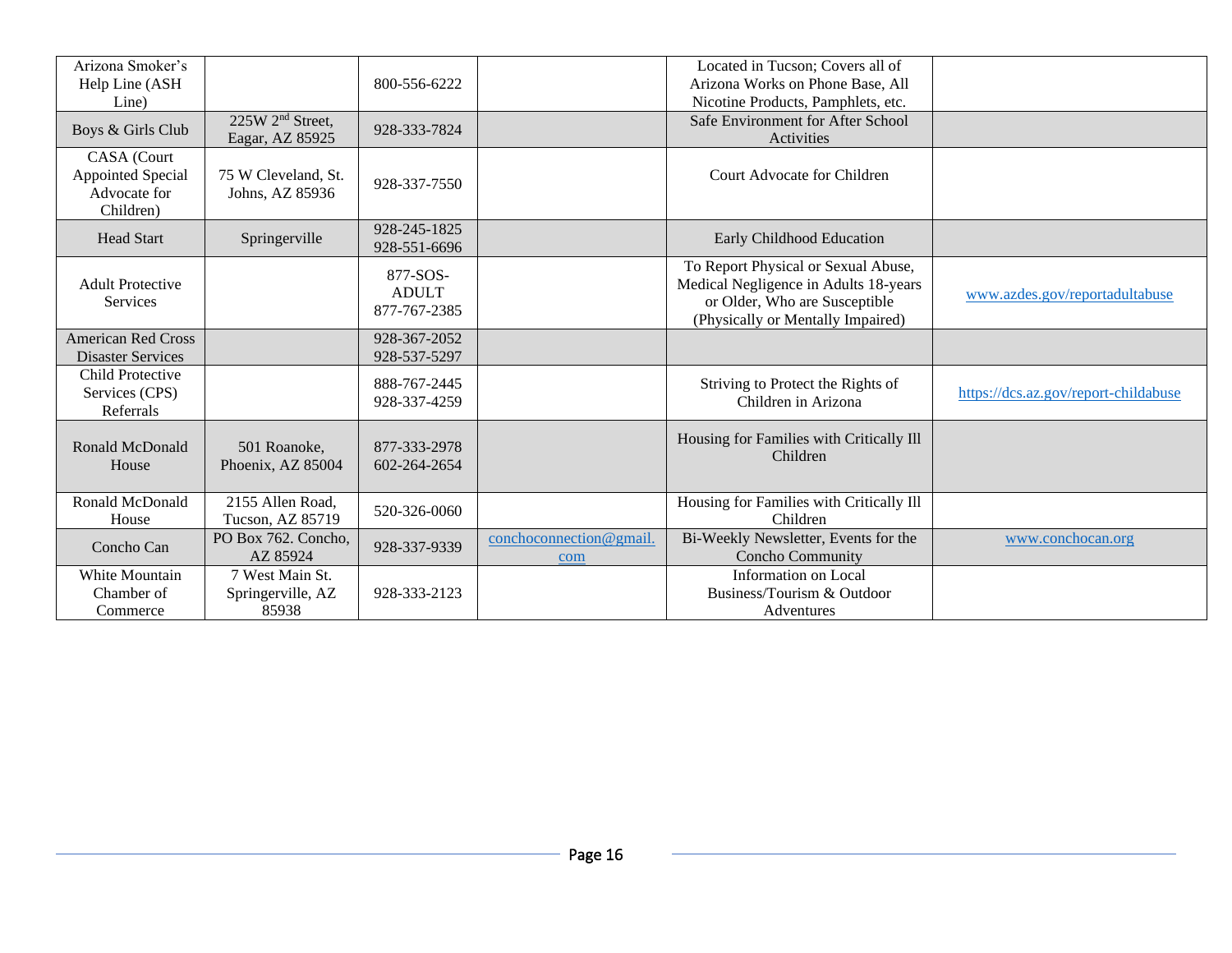| | | | | | |
|---|---|---|---|---|---|
| Arizona Smoker's Help Line (ASH Line) | | 800-556-6222 | | Located in Tucson; Covers all of Arizona Works on Phone Base, All Nicotine Products, Pamphlets, etc. | |
| Boys & Girls Club | 225W 2nd Street, Eagar, AZ 85925 | 928-333-7824 | | Safe Environment for After School Activities | |
| CASA (Court Appointed Special Advocate for Children) | 75 W Cleveland, St. Johns, AZ 85936 | 928-337-7550 | | Court Advocate for Children | |
| Head Start | Springerville | 928-245-1825<br>928-551-6696 | | Early Childhood Education | |
| Adult Protective Services | | 877-SOS-ADULT<br>877-767-2385 | | To Report Physical or Sexual Abuse, Medical Negligence in Adults 18-years or Older, Who are Susceptible (Physically or Mentally Impaired) | www.azdes.gov/reportadultabuse |
| American Red Cross Disaster Services | | 928-367-2052<br>928-537-5297 | | | |
| Child Protective Services (CPS) Referrals | | 888-767-2445<br>928-337-4259 | | Striving to Protect the Rights of Children in Arizona | https://dcs.az.gov/report-childabuse |
| Ronald McDonald House | 501 Roanoke, Phoenix, AZ 85004 | 877-333-2978<br>602-264-2654 | | Housing for Families with Critically Ill Children | |
| Ronald McDonald House | 2155 Allen Road, Tucson, AZ 85719 | 520-326-0060 | | Housing for Families with Critically Ill Children | |
| Concho Can | PO Box 762. Concho, AZ 85924 | 928-337-9339 | conchoconnection@gmail.com | Bi-Weekly Newsletter, Events for the Concho Community | www.conchocan.org |
| White Mountain Chamber of Commerce | 7 West Main St. Springerville, AZ 85938 | 928-333-2123 | | Information on Local Business/Tourism & Outdoor Adventures | |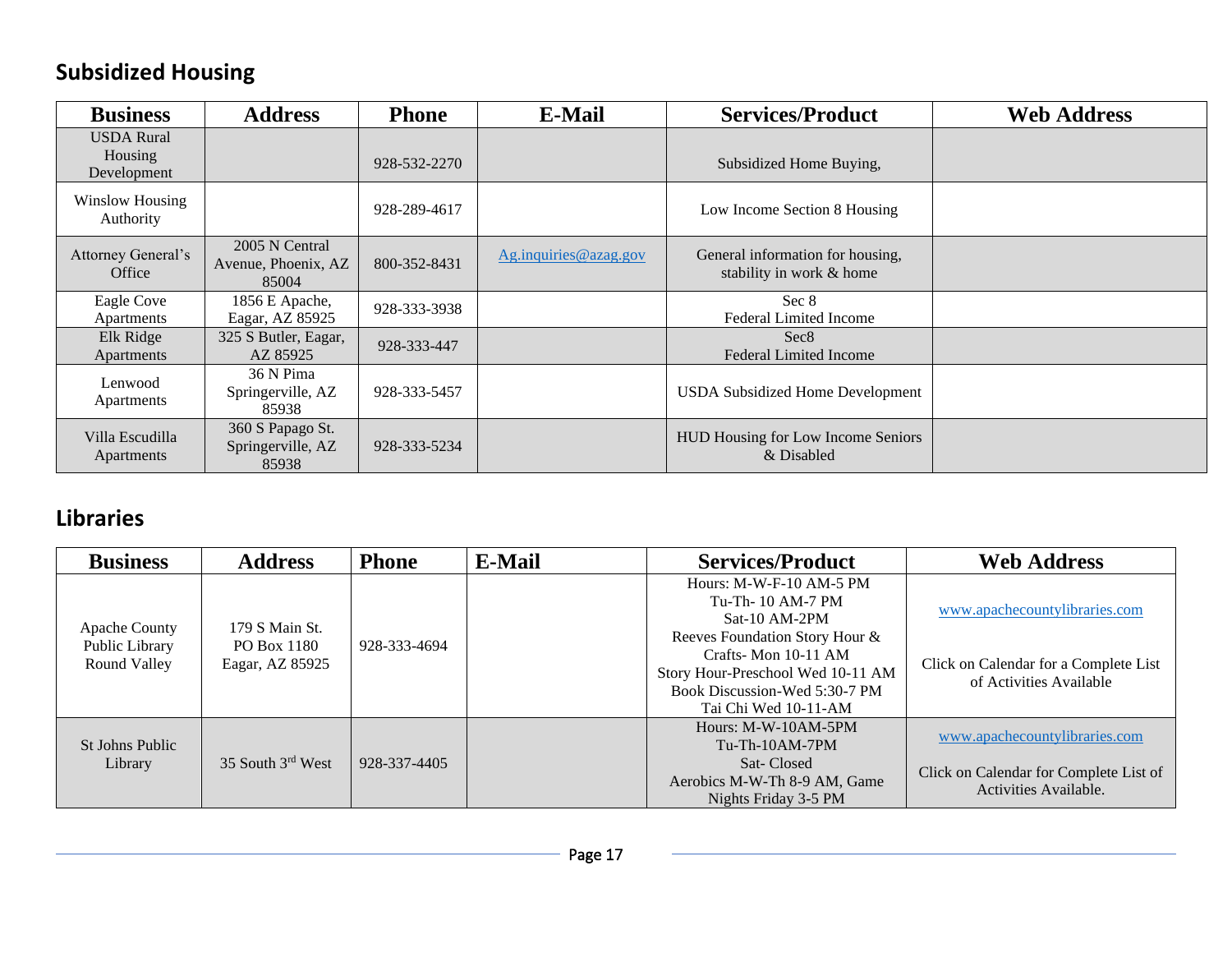## Subsidized Housing

| Business | Address | Phone | E-Mail | Services/Product | Web Address |
|---|---|---|---|---|---|
| USDA Rural Housing Development | | 928-532-2270 | | Subsidized Home Buying, | |
| Winslow Housing Authority | | 928-289-4617 | | Low Income Section 8 Housing | |
| Attorney General's Office | 2005 N Central Avenue, Phoenix, AZ 85004 | 800-352-8431 | Ag.inquiries@azag.gov | General information for housing, stability in work & home | |
| Eagle Cove Apartments | 1856 E Apache, Eagar, AZ 85925 | 928-333-3938 | | Sec 8<br>Federal Limited Income | |
| Elk Ridge Apartments | 325 S Butler, Eagar, AZ 85925 | 928-333-447 | | Sec8<br>Federal Limited Income | |
| Lenwood Apartments | 36 N Pima Springerville, AZ 85938 | 928-333-5457 | | USDA Subsidized Home Development | |
| Villa Escudilla Apartments | 360 S Papago St. Springerville, AZ 85938 | 928-333-5234 | | HUD Housing for Low Income Seniors & Disabled | |

## Libraries

| Business | Address | Phone | E-Mail | Services/Product | Web Address |
|---|---|---|---|---|---|
| Apache County Public Library Round Valley | 179 S Main St.<br>PO Box 1180<br>Eagar, AZ 85925 | 928-333-4694 | | Hours: M-W-F-10 AM-5 PM<br>Tu-Th- 10 AM-7 PM<br>Sat-10 AM-2PM<br>Reeves Foundation Story Hour & Crafts- Mon 10-11 AM<br>Story Hour-Preschool Wed 10-11 AM<br>Book Discussion-Wed 5:30-7 PM<br>Tai Chi Wed 10-11-AM | www.apachecountylibraries.com<br><br>Click on Calendar for a Complete List of Activities Available |
| St Johns Public Library | 35 South 3rd West | 928-337-4405 | | Hours: M-W-10AM-5PM<br>Tu-Th-10AM-7PM<br>Sat- Closed<br>Aerobics M-W-Th 8-9 AM, Game Nights Friday 3-5 PM | www.apachecountylibraries.com<br><br>Click on Calendar for Complete List of Activities Available. |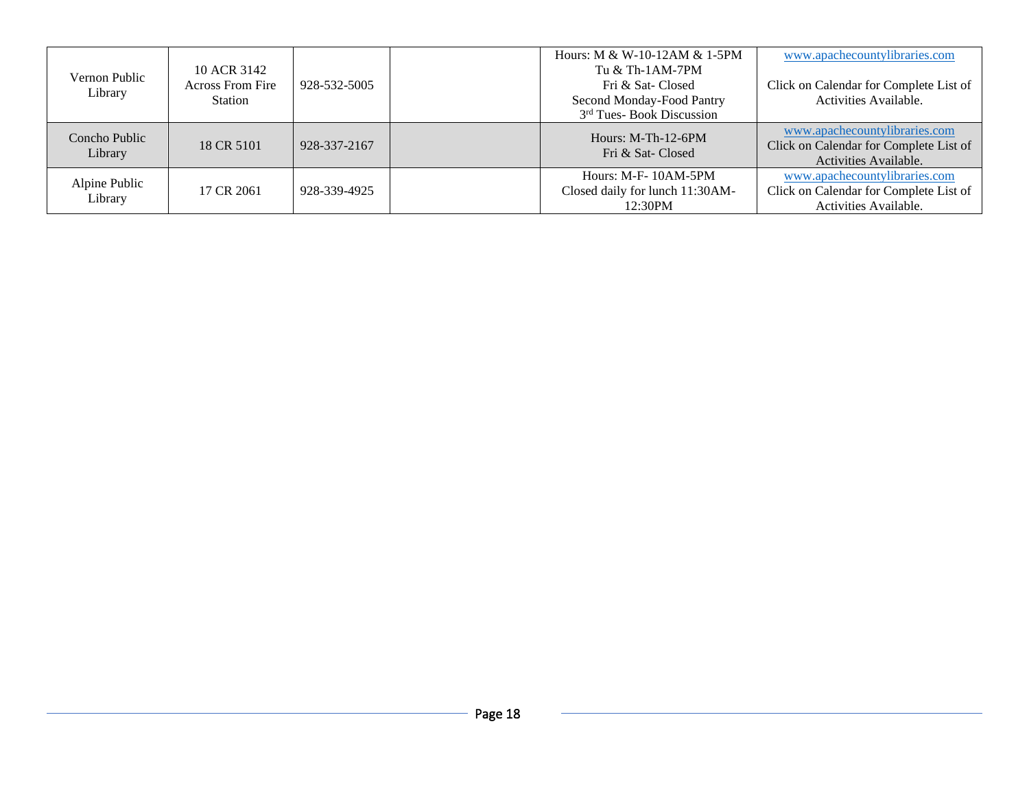| | | | | | |
|---|---|---|---|---|---|
| Vernon Public Library | 10 ACR 3142 Across From Fire Station | 928-532-5005 | | Hours: M & W-10-12AM & 1-5PM<br>Tu & Th-1AM-7PM<br>Fri & Sat- Closed<br>Second Monday-Food Pantry<br>3rd Tues- Book Discussion | www.apachecountylibraries.com<br><br>Click on Calendar for Complete List of Activities Available. |
| Concho Public Library | 18 CR 5101 | 928-337-2167 | | Hours: M-Th-12-6PM<br>Fri & Sat- Closed | www.apachecountylibraries.com<br>Click on Calendar for Complete List of Activities Available. |
| Alpine Public Library | 17 CR 2061 | 928-339-4925 | | Hours: M-F- 10AM-5PM<br>Closed daily for lunch 11:30AM-12:30PM | www.apachecountylibraries.com<br>Click on Calendar for Complete List of Activities Available. |